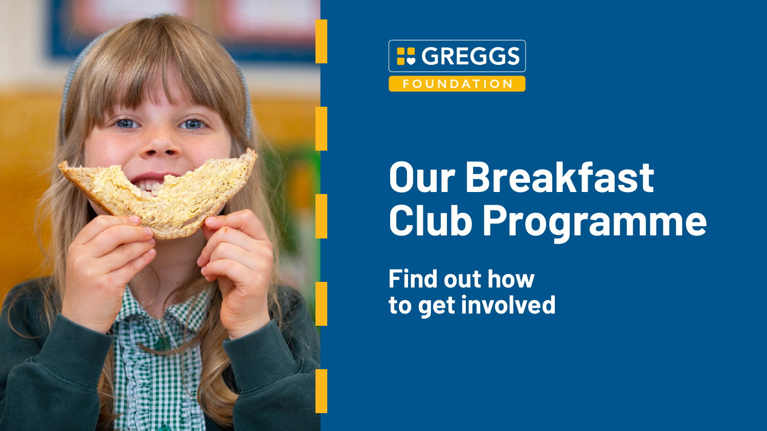GREGGS

FOUNDATION

# Our Breakfast Club Programme

## Find out how to get involved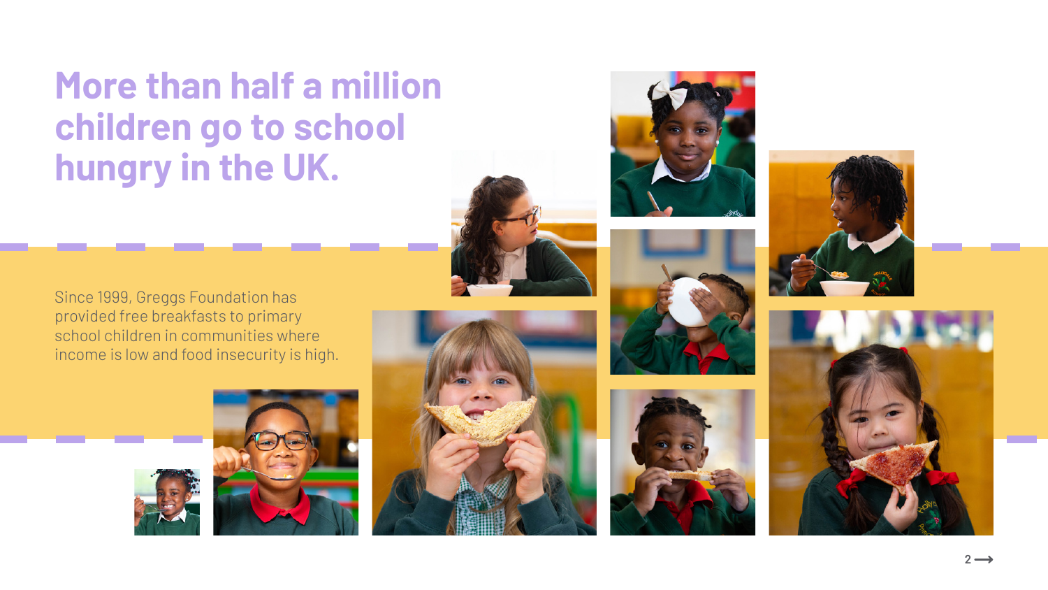# More than half a million children go to school hungry in the UK.

Since 1999, Greggs Foundation has provided free breakfasts to primary school children in communities where income is low and food insecurity is high.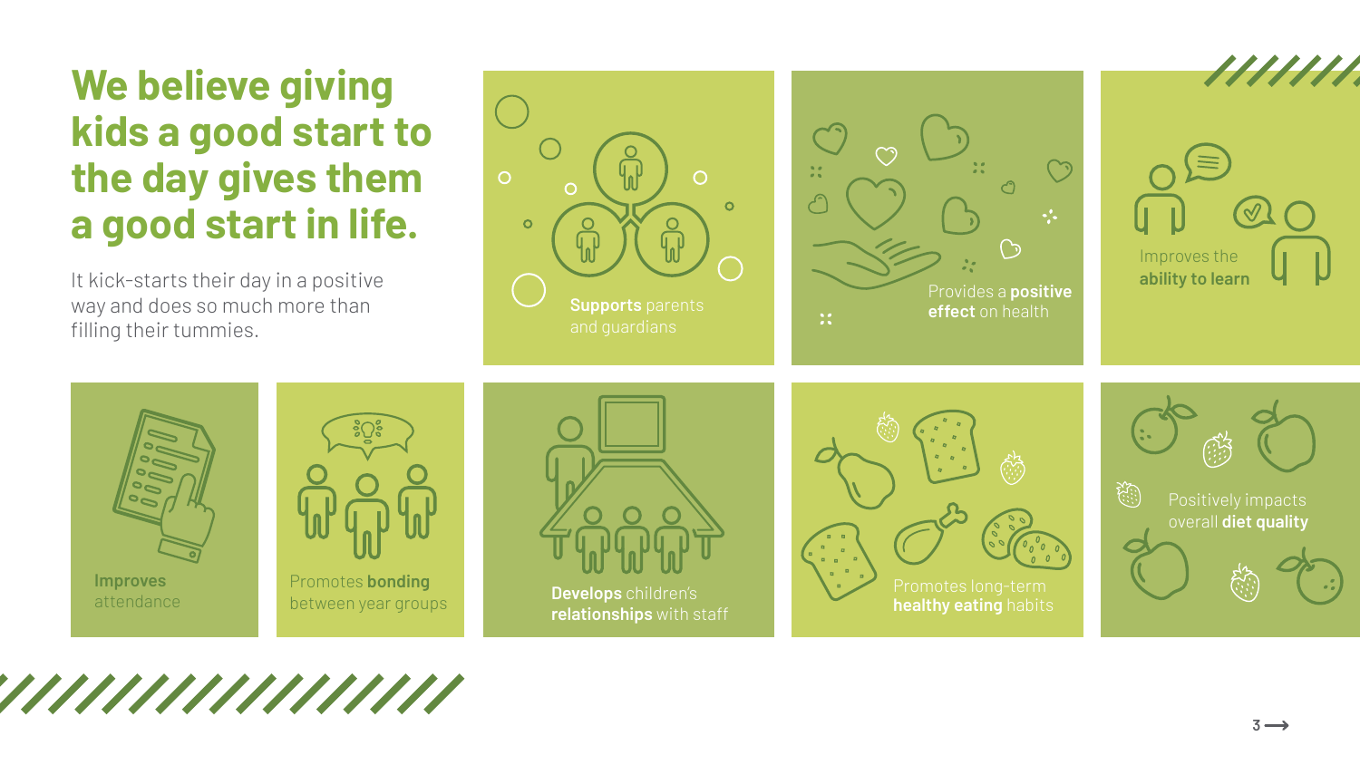# We believe giving kids a good start to the day gives them a good start in life.

It kick-starts their day in a positive way and does so much more than filling their tummies.

**Supports** parents and guardians

Provides a **positive effect** on health

Improves the **ability to learn**

**Improves** attendance

Promotes **bonding** between year groups

**Develops** children's **relationships** with staff

Promotes long-term **healthy eating** habits

Positively impacts overall **diet quality**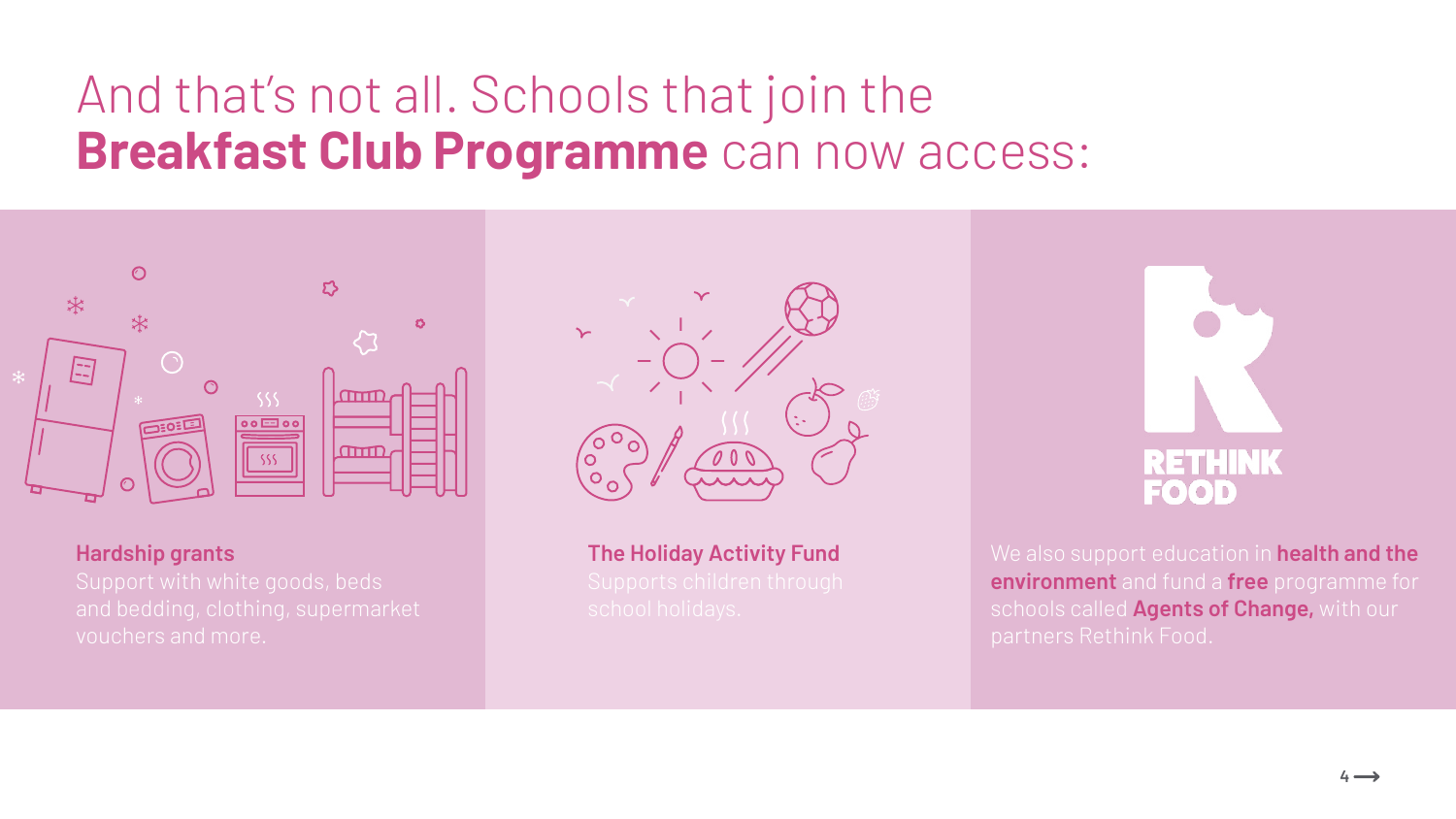# And that's not all. Schools that join the **Breakfast Club Programme** can now access:

**Hardship grants**

Support with white goods, beds and bedding, clothing, supermarket vouchers and more.

**The Holiday Activity Fund**

Supports children through school holidays.

RETHINK FOOD

We also support education in **health and the environment** and fund a **free** programme for schools called **Agents of Change,** with our partners Rethink Food.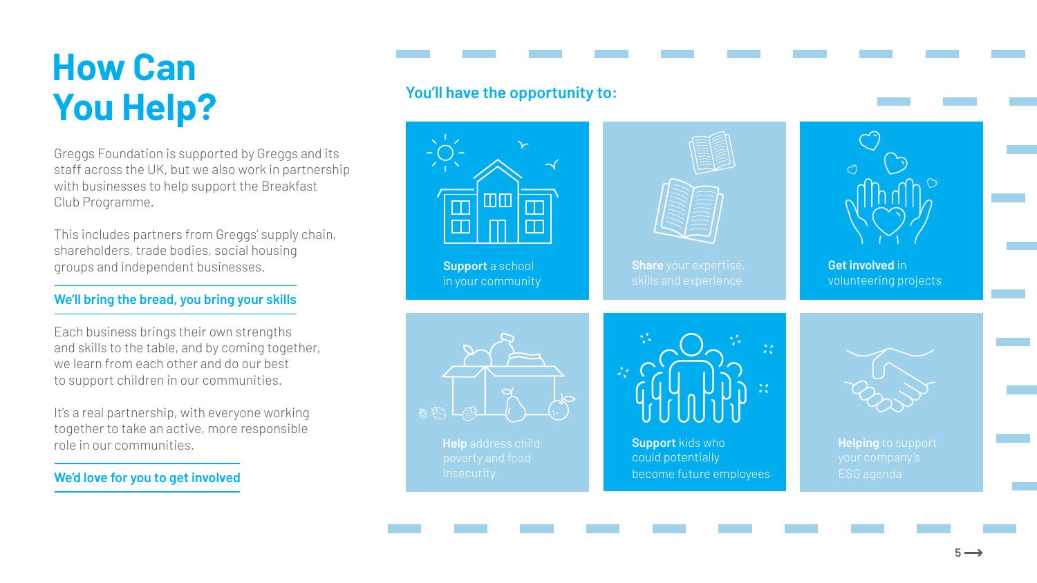# How Can You Help?

Greggs Foundation is supported by Greggs and its staff across the UK, but we also work in partnership with businesses to help support the Breakfast Club Programme.

This includes partners from Greggs' supply chain, shareholders, trade bodies, social housing groups and independent businesses.

## We'll bring the bread, you bring your skills

Each business brings their own strengths and skills to the table, and by coming together, we learn from each other and do our best to support children in our communities.

It's a real partnership, with everyone working together to take an active, more responsible role in our communities.

## We'd love for you to get involved

### You'll have the opportunity to:

- **Support** a school in your community
- **Share** your expertise, skills and experience
- **Get involved** in volunteering projects
- **Help** address child poverty and food insecurity
- **Support** kids who could potentially become future employees
- **Helping** to support your company's ESG agenda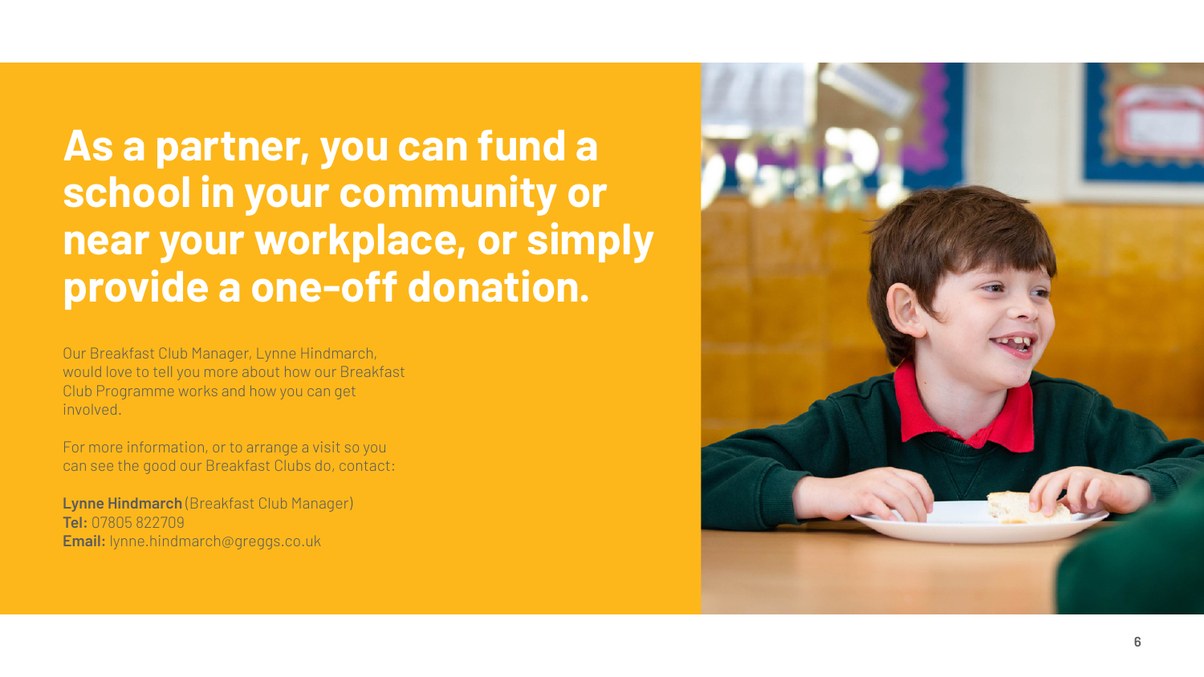# As a partner, you can fund a school in your community or near your workplace, or simply provide a one-off donation.

Our Breakfast Club Manager, Lynne Hindmarch, would love to tell you more about how our Breakfast Club Programme works and how you can get involved.

For more information, or to arrange a visit so you can see the good our Breakfast Clubs do, contact:

**Lynne Hindmarch** (Breakfast Club Manager)
**Tel:** 07805 822709
**Email:** lynne.hindmarch@greggs.co.uk